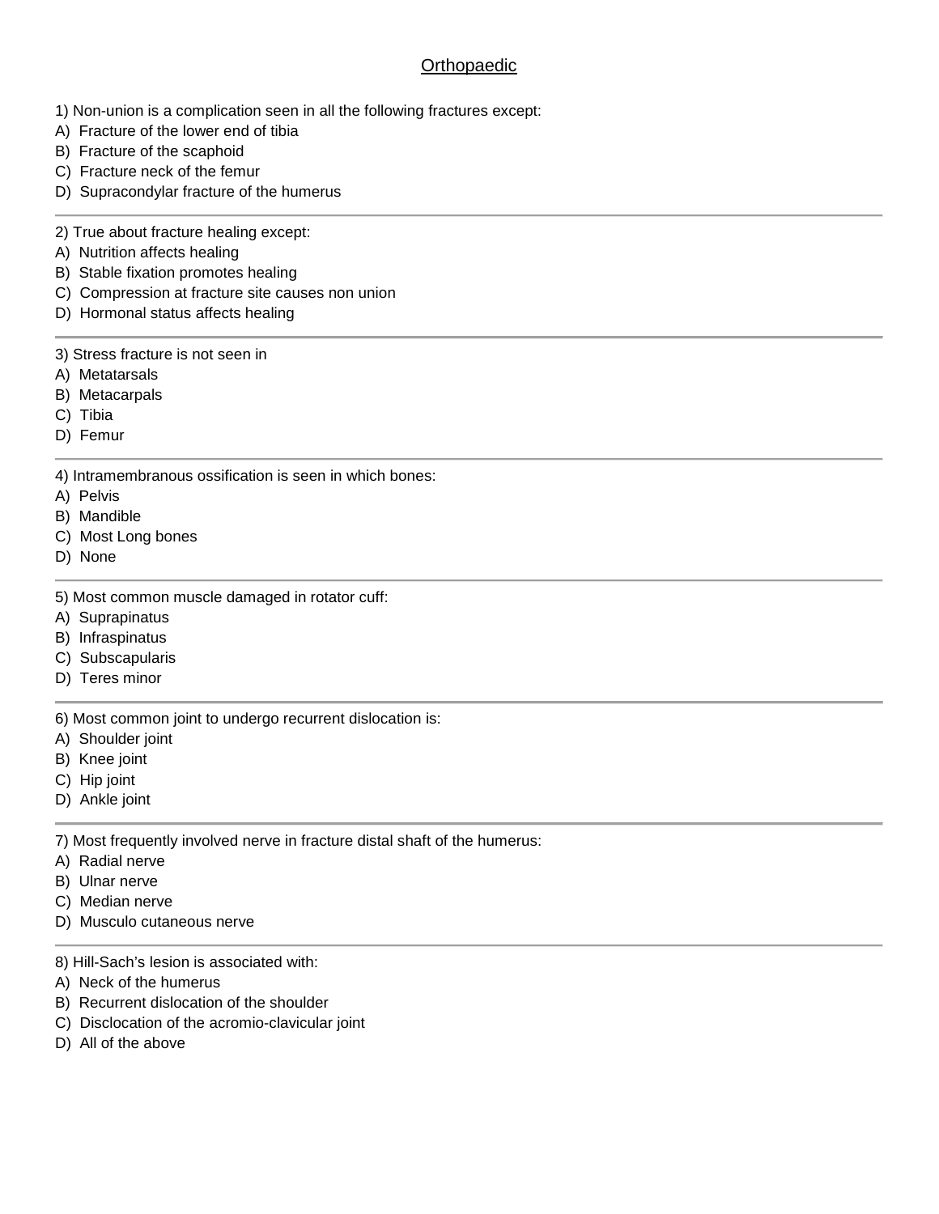# Orthopaedic

1) Non-union is a complication seen in all the following fractures except:

A) Fracture of the lower end of tibia
B) Fracture of the scaphoid
C) Fracture neck of the femur
D) Supracondylar fracture of the humerus

---

2) True about fracture healing except:

A) Nutrition affects healing
B) Stable fixation promotes healing
C) Compression at fracture site causes non union
D) Hormonal status affects healing

---

3) Stress fracture is not seen in

A) Metatarsals
B) Metacarpals
C) Tibia
D) Femur

---

4) Intramembranous ossification is seen in which bones:

A) Pelvis
B) Mandible
C) Most Long bones
D) None

---

5) Most common muscle damaged in rotator cuff:

A) Suprapinatus
B) Infraspinatus
C) Subscapularis
D) Teres minor

---

6) Most common joint to undergo recurrent dislocation is:

A) Shoulder joint
B) Knee joint
C) Hip joint
D) Ankle joint

---

7) Most frequently involved nerve in fracture distal shaft of the humerus:

A) Radial nerve
B) Ulnar nerve
C) Median nerve
D) Musculo cutaneous nerve

---

8) Hill-Sach's lesion is associated with:

A) Neck of the humerus
B) Recurrent dislocation of the shoulder
C) Disclocation of the acromio-clavicular joint
D) All of the above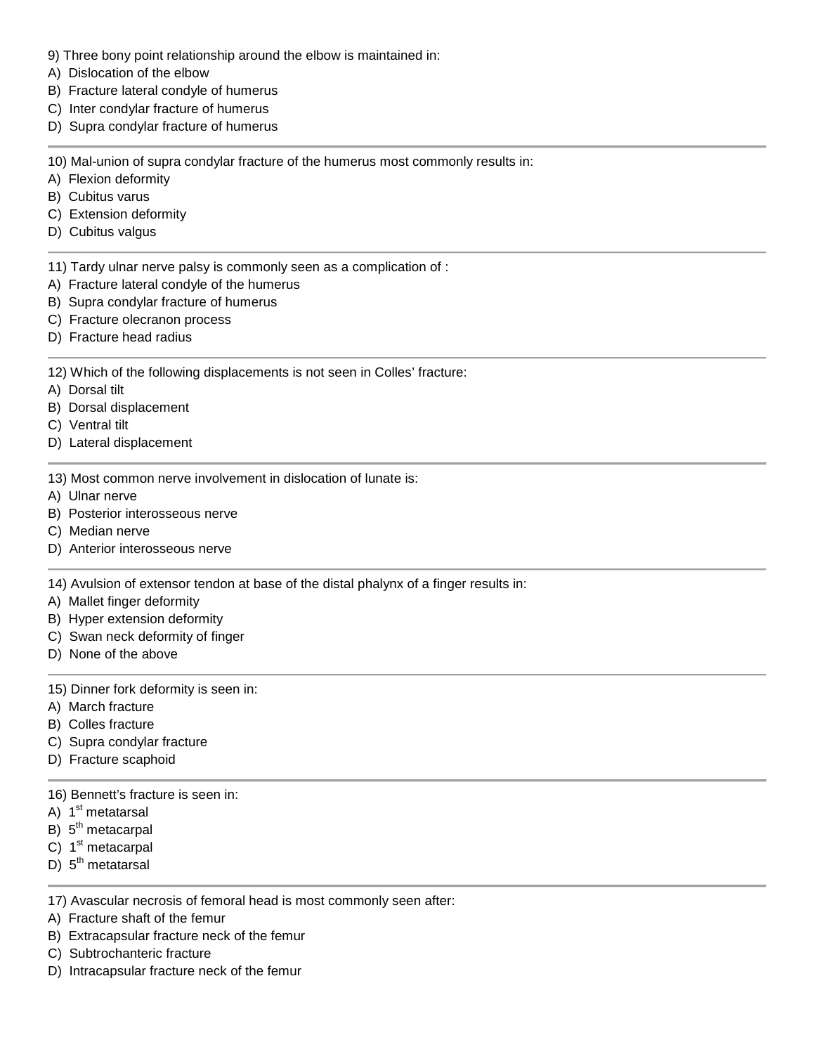9) Three bony point relationship around the elbow is maintained in:
A) Dislocation of the elbow
B) Fracture lateral condyle of humerus
C) Inter condylar fracture of humerus
D) Supra condylar fracture of humerus

---

10) Mal-union of supra condylar fracture of the humerus most commonly results in:
A) Flexion deformity
B) Cubitus varus
C) Extension deformity
D) Cubitus valgus

---

11) Tardy ulnar nerve palsy is commonly seen as a complication of :
A) Fracture lateral condyle of the humerus
B) Supra condylar fracture of humerus
C) Fracture olecranon process
D) Fracture head radius

---

12) Which of the following displacements is not seen in Colles' fracture:
A) Dorsal tilt
B) Dorsal displacement
C) Ventral tilt
D) Lateral displacement

---

13) Most common nerve involvement in dislocation of lunate is:
A) Ulnar nerve
B) Posterior interosseous nerve
C) Median nerve
D) Anterior interosseous nerve

---

14) Avulsion of extensor tendon at base of the distal phalynx of a finger results in:
A) Mallet finger deformity
B) Hyper extension deformity
C) Swan neck deformity of finger
D) None of the above

---

15) Dinner fork deformity is seen in:
A) March fracture
B) Colles fracture
C) Supra condylar fracture
D) Fracture scaphoid

---

16) Bennett's fracture is seen in:
A) 1st metatarsal
B) 5th metacarpal
C) 1st metacarpal
D) 5th metatarsal

---

17) Avascular necrosis of femoral head is most commonly seen after:
A) Fracture shaft of the femur
B) Extracapsular fracture neck of the femur
C) Subtrochanteric fracture
D) Intracapsular fracture neck of the femur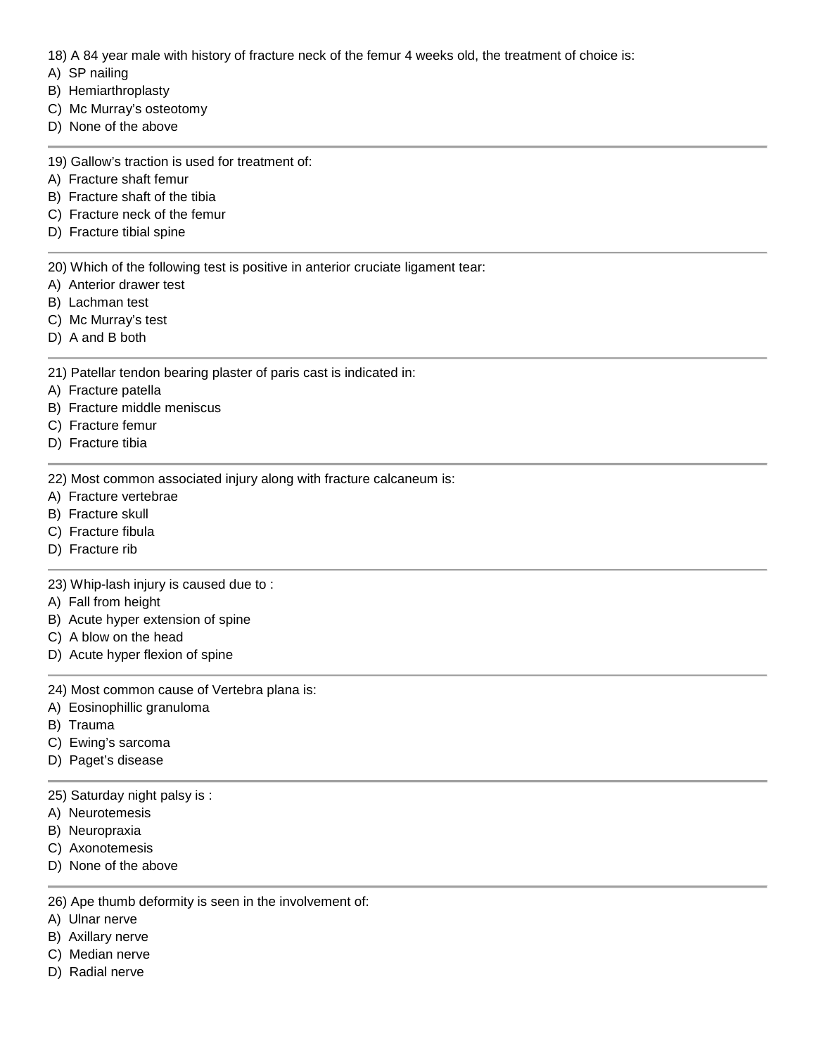18) A 84 year male with history of fracture neck of the femur 4 weeks old, the treatment of choice is:

A) SP nailing
B) Hemiarthroplasty
C) Mc Murray's osteotomy
D) None of the above

---

19) Gallow's traction is used for treatment of:

A) Fracture shaft femur
B) Fracture shaft of the tibia
C) Fracture neck of the femur
D) Fracture tibial spine

---

20) Which of the following test is positive in anterior cruciate ligament tear:

A) Anterior drawer test
B) Lachman test
C) Mc Murray's test
D) A and B both

---

21) Patellar tendon bearing plaster of paris cast is indicated in:

A) Fracture patella
B) Fracture middle meniscus
C) Fracture femur
D) Fracture tibia

---

22) Most common associated injury along with fracture calcaneum is:

A) Fracture vertebrae
B) Fracture skull
C) Fracture fibula
D) Fracture rib

---

23) Whip-lash injury is caused due to :

A) Fall from height
B) Acute hyper extension of spine
C) A blow on the head
D) Acute hyper flexion of spine

---

24) Most common cause of Vertebra plana is:

A) Eosinophillic granuloma
B) Trauma
C) Ewing's sarcoma
D) Paget's disease

---

25) Saturday night palsy is :

A) Neurotemesis
B) Neuropraxia
C) Axonotemesis
D) None of the above

---

26) Ape thumb deformity is seen in the involvement of:

A) Ulnar nerve
B) Axillary nerve
C) Median nerve
D) Radial nerve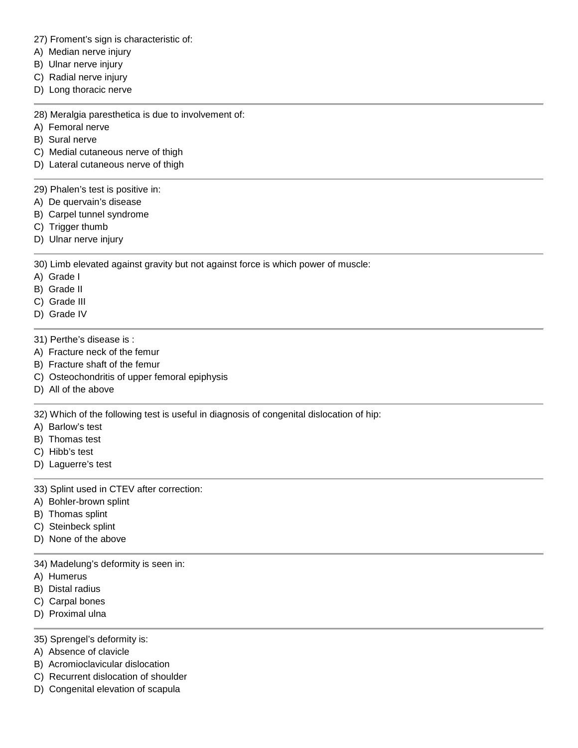27) Froment’s sign is characteristic of:
A) Median nerve injury
B) Ulnar nerve injury
C) Radial nerve injury
D) Long thoracic nerve

---

28) Meralgia paresthetica is due to involvement of:
A) Femoral nerve
B) Sural nerve
C) Medial cutaneous nerve of thigh
D) Lateral cutaneous nerve of thigh

---

29) Phalen’s test is positive in:
A) De quervain’s disease
B) Carpel tunnel syndrome
C) Trigger thumb
D) Ulnar nerve injury

---

30) Limb elevated against gravity but not against force is which power of muscle:
A) Grade I
B) Grade II
C) Grade III
D) Grade IV

---

31) Perthe’s disease is :
A) Fracture neck of the femur
B) Fracture shaft of the femur
C) Osteochondritis of upper femoral epiphysis
D) All of the above

---

32) Which of the following test is useful in diagnosis of congenital dislocation of hip:
A) Barlow’s test
B) Thomas test
C) Hibb’s test
D) Laguerre’s test

---

33) Splint used in CTEV after correction:
A) Bohler-brown splint
B) Thomas splint
C) Steinbeck splint
D) None of the above

---

34) Madelung’s deformity is seen in:
A) Humerus
B) Distal radius
C) Carpal bones
D) Proximal ulna

---

35) Sprengel’s deformity is:
A) Absence of clavicle
B) Acromioclavicular dislocation
C) Recurrent dislocation of shoulder
D) Congenital elevation of scapula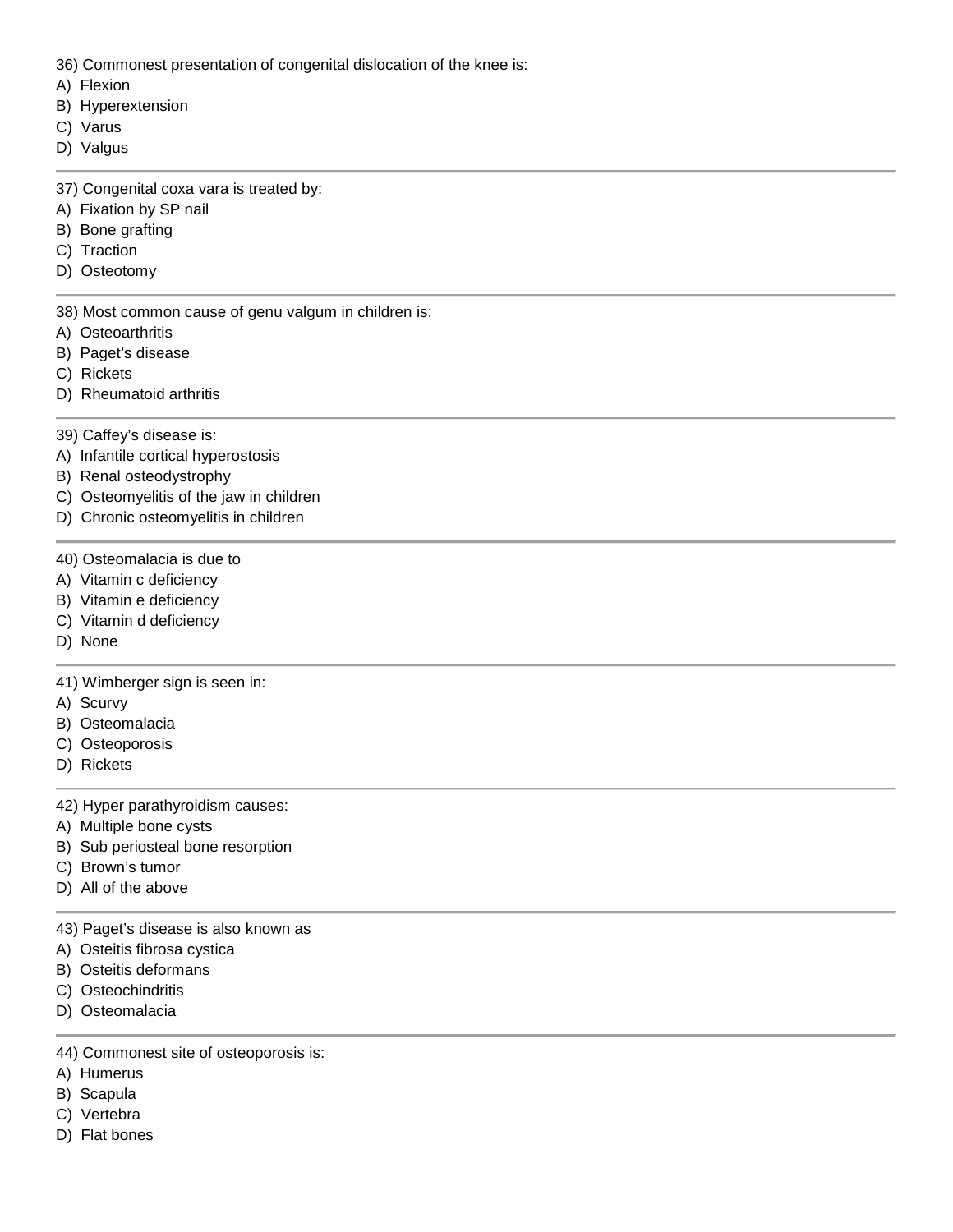36) Commonest presentation of congenital dislocation of the knee is:
A)  Flexion
B)  Hyperextension
C)  Varus
D)  Valgus

---

37) Congenital coxa vara is treated by:
A)  Fixation by SP nail
B)  Bone grafting
C)  Traction
D)  Osteotomy

---

38) Most common cause of genu valgum in children is:
A)  Osteoarthritis
B)  Paget's disease
C)  Rickets
D)  Rheumatoid arthritis

---

39) Caffey's disease is:
A)  Infantile cortical hyperostosis
B)  Renal osteodystrophy
C)  Osteomyelitis of the jaw in children
D)  Chronic osteomyelitis in children

---

40) Osteomalacia is due to
A)  Vitamin c deficiency
B)  Vitamin e deficiency
C)  Vitamin d deficiency
D)  None

---

41) Wimberger sign is seen in:
A)  Scurvy
B)  Osteomalacia
C)  Osteoporosis
D)  Rickets

---

42) Hyper parathyroidism causes:
A)  Multiple bone cysts
B)  Sub periosteal bone resorption
C)  Brown's tumor
D)  All of the above

---

43) Paget's disease is also known as
A)  Osteitis fibrosa cystica
B)  Osteitis deformans
C)  Osteochindritis
D)  Osteomalacia

---

44) Commonest site of osteoporosis is:
A)  Humerus
B)  Scapula
C)  Vertebra
D)  Flat bones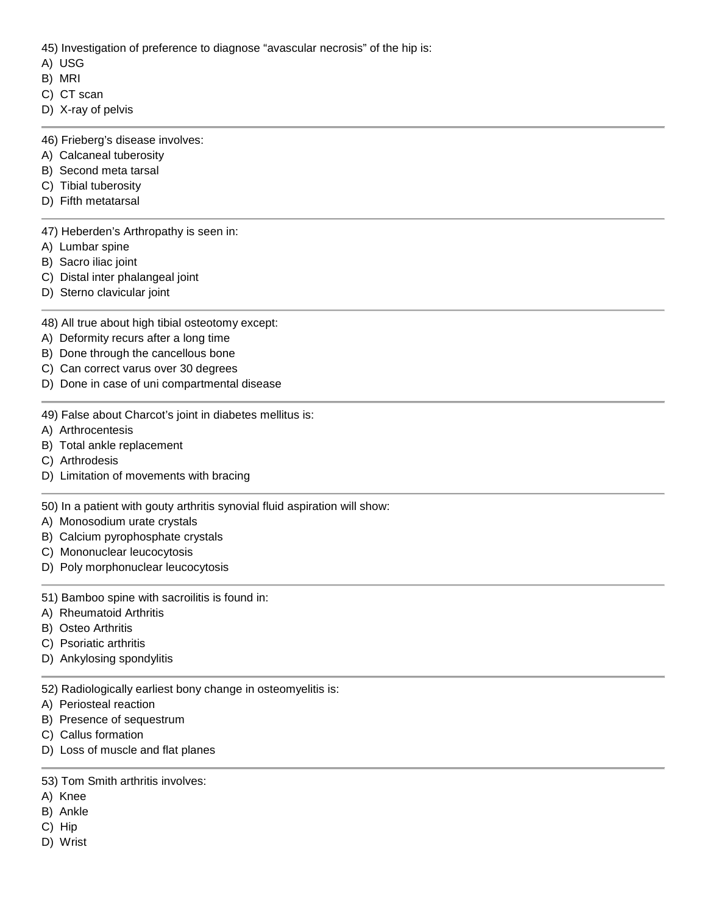45) Investigation of preference to diagnose “avascular necrosis” of the hip is:
A) USG
B) MRI
C) CT scan
D) X-ray of pelvis

---

46) Frieberg’s disease involves:
A) Calcaneal tuberosity
B) Second meta tarsal
C) Tibial tuberosity
D) Fifth metatarsal

---

47) Heberden’s Arthropathy is seen in:
A) Lumbar spine
B) Sacro iliac joint
C) Distal inter phalangeal joint
D) Sterno clavicular joint

---

48) All true about high tibial osteotomy except:
A) Deformity recurs after a long time
B) Done through the cancellous bone
C) Can correct varus over 30 degrees
D) Done in case of uni compartmental disease

---

49) False about Charcot’s joint in diabetes mellitus is:
A) Arthrocentesis
B) Total ankle replacement
C) Arthrodesis
D) Limitation of movements with bracing

---

50) In a patient with gouty arthritis synovial fluid aspiration will show:
A) Monosodium urate crystals
B) Calcium pyrophosphate crystals
C) Mononuclear leucocytosis
D) Poly morphonuclear leucocytosis

---

51) Bamboo spine with sacroilitis is found in:
A) Rheumatoid Arthritis
B) Osteo Arthritis
C) Psoriatic arthritis
D) Ankylosing spondylitis

---

52) Radiologically earliest bony change in osteomyelitis is:
A) Periosteal reaction
B) Presence of sequestrum
C) Callus formation
D) Loss of muscle and flat planes

---

53) Tom Smith arthritis involves:
A) Knee
B) Ankle
C) Hip
D) Wrist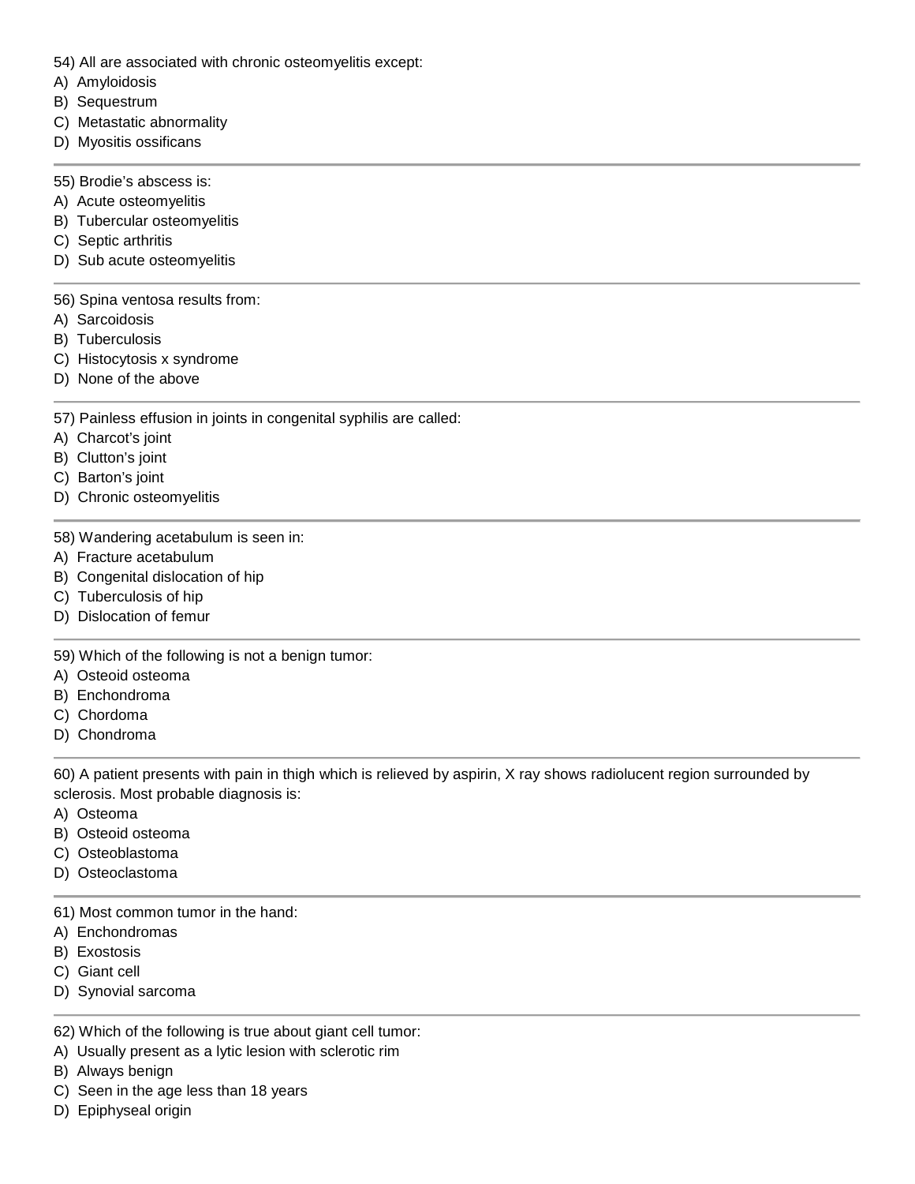54) All are associated with chronic osteomyelitis except:
A) Amyloidosis
B) Sequestrum
C) Metastatic abnormality
D) Myositis ossificans

---

55) Brodie's abscess is:
A) Acute osteomyelitis
B) Tubercular osteomyelitis
C) Septic arthritis
D) Sub acute osteomyelitis

---

56) Spina ventosa results from:
A) Sarcoidosis
B) Tuberculosis
C) Histocytosis x syndrome
D) None of the above

---

57) Painless effusion in joints in congenital syphilis are called:
A) Charcot's joint
B) Clutton's joint
C) Barton's joint
D) Chronic osteomyelitis

---

58) Wandering acetabulum is seen in:
A) Fracture acetabulum
B) Congenital dislocation of hip
C) Tuberculosis of hip
D) Dislocation of femur

---

59) Which of the following is not a benign tumor:
A) Osteoid osteoma
B) Enchondroma
C) Chordoma
D) Chondroma

---

60) A patient presents with pain in thigh which is relieved by aspirin, X ray shows radiolucent region surrounded by sclerosis. Most probable diagnosis is:
A) Osteoma
B) Osteoid osteoma
C) Osteoblastoma
D) Osteoclastoma

---

61) Most common tumor in the hand:
A) Enchondromas
B) Exostosis
C) Giant cell
D) Synovial sarcoma

---

62) Which of the following is true about giant cell tumor:
A) Usually present as a lytic lesion with sclerotic rim
B) Always benign
C) Seen in the age less than 18 years
D) Epiphyseal origin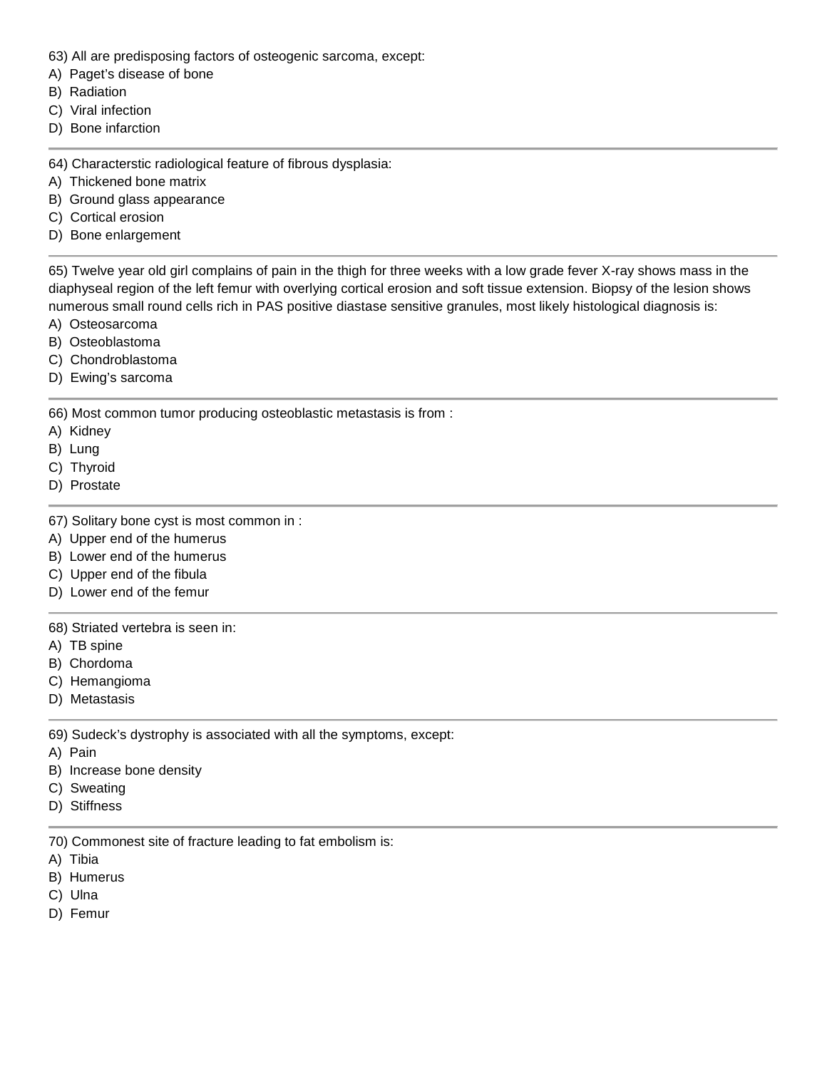63) All are predisposing factors of osteogenic sarcoma, except:
A) Paget's disease of bone
B) Radiation
C) Viral infection
D) Bone infarction

---

64) Characterstic radiological feature of fibrous dysplasia:
A) Thickened bone matrix
B) Ground glass appearance
C) Cortical erosion
D) Bone enlargement

---

65) Twelve year old girl complains of pain in the thigh for three weeks with a low grade fever X-ray shows mass in the diaphyseal region of the left femur with overlying cortical erosion and soft tissue extension. Biopsy of the lesion shows numerous small round cells rich in PAS positive diastase sensitive granules, most likely histological diagnosis is:
A) Osteosarcoma
B) Osteoblastoma
C) Chondroblastoma
D) Ewing's sarcoma

---

66) Most common tumor producing osteoblastic metastasis is from :
A) Kidney
B) Lung
C) Thyroid
D) Prostate

---

67) Solitary bone cyst is most common in :
A) Upper end of the humerus
B) Lower end of the humerus
C) Upper end of the fibula
D) Lower end of the femur

---

68) Striated vertebra is seen in:
A) TB spine
B) Chordoma
C) Hemangioma
D) Metastasis

---

69) Sudeck's dystrophy is associated with all the symptoms, except:
A) Pain
B) Increase bone density
C) Sweating
D) Stiffness

---

70) Commonest site of fracture leading to fat embolism is:
A) Tibia
B) Humerus
C) Ulna
D) Femur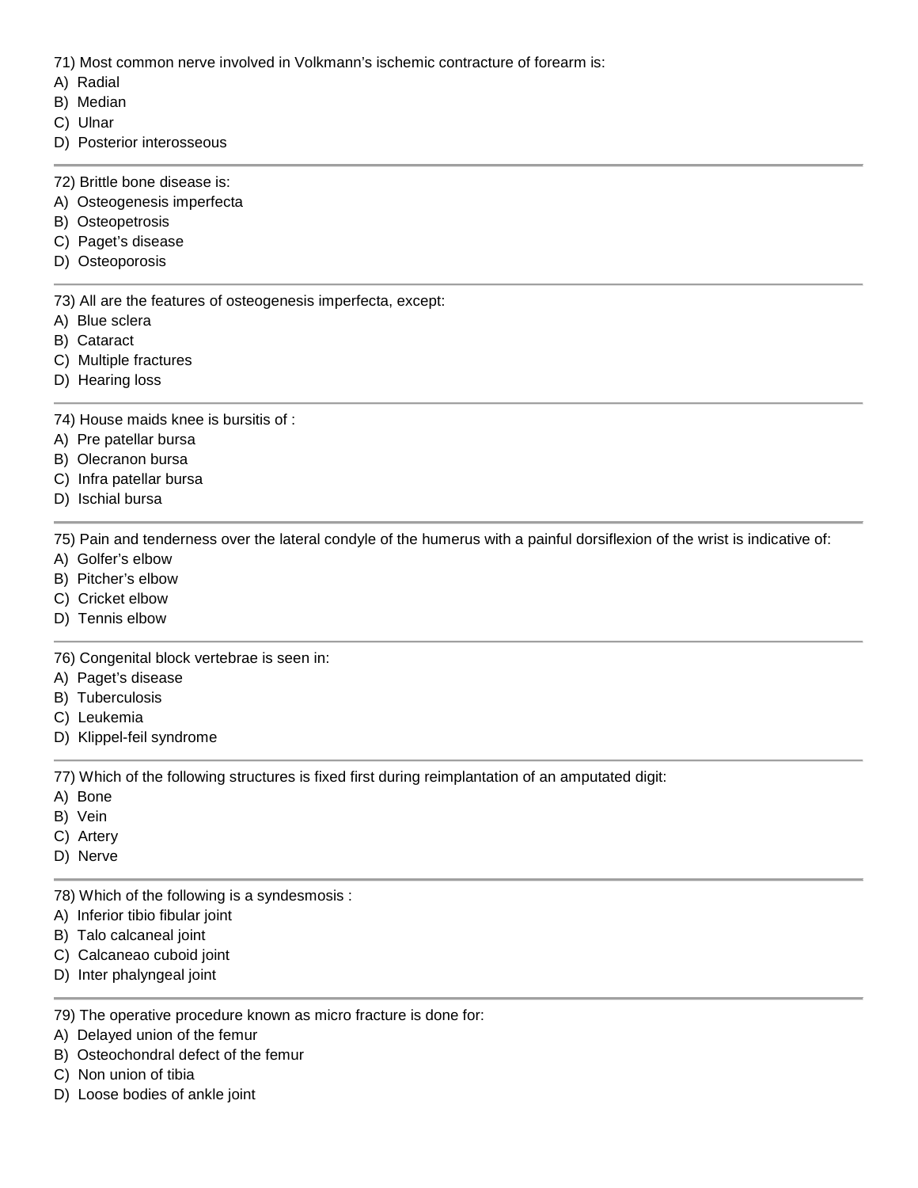71) Most common nerve involved in Volkmann's ischemic contracture of forearm is:
A) Radial
B) Median
C) Ulnar
D) Posterior interosseous

---

72) Brittle bone disease is:
A) Osteogenesis imperfecta
B) Osteopetrosis
C) Paget's disease
D) Osteoporosis

---

73) All are the features of osteogenesis imperfecta, except:
A) Blue sclera
B) Cataract
C) Multiple fractures
D) Hearing loss

---

74) House maids knee is bursitis of :
A) Pre patellar bursa
B) Olecranon bursa
C) Infra patellar bursa
D) Ischial bursa

---

75) Pain and tenderness over the lateral condyle of the humerus with a painful dorsiflexion of the wrist is indicative of:
A) Golfer's elbow
B) Pitcher's elbow
C) Cricket elbow
D) Tennis elbow

---

76) Congenital block vertebrae is seen in:
A) Paget's disease
B) Tuberculosis
C) Leukemia
D) Klippel-feil syndrome

---

77) Which of the following structures is fixed first during reimplantation of an amputated digit:
A) Bone
B) Vein
C) Artery
D) Nerve

---

78) Which of the following is a syndesmosis :
A) Inferior tibio fibular joint
B) Talo calcaneal joint
C) Calcaneao cuboid joint
D) Inter phalyngeal joint

---

79) The operative procedure known as micro fracture is done for:
A) Delayed union of the femur
B) Osteochondral defect of the femur
C) Non union of tibia
D) Loose bodies of ankle joint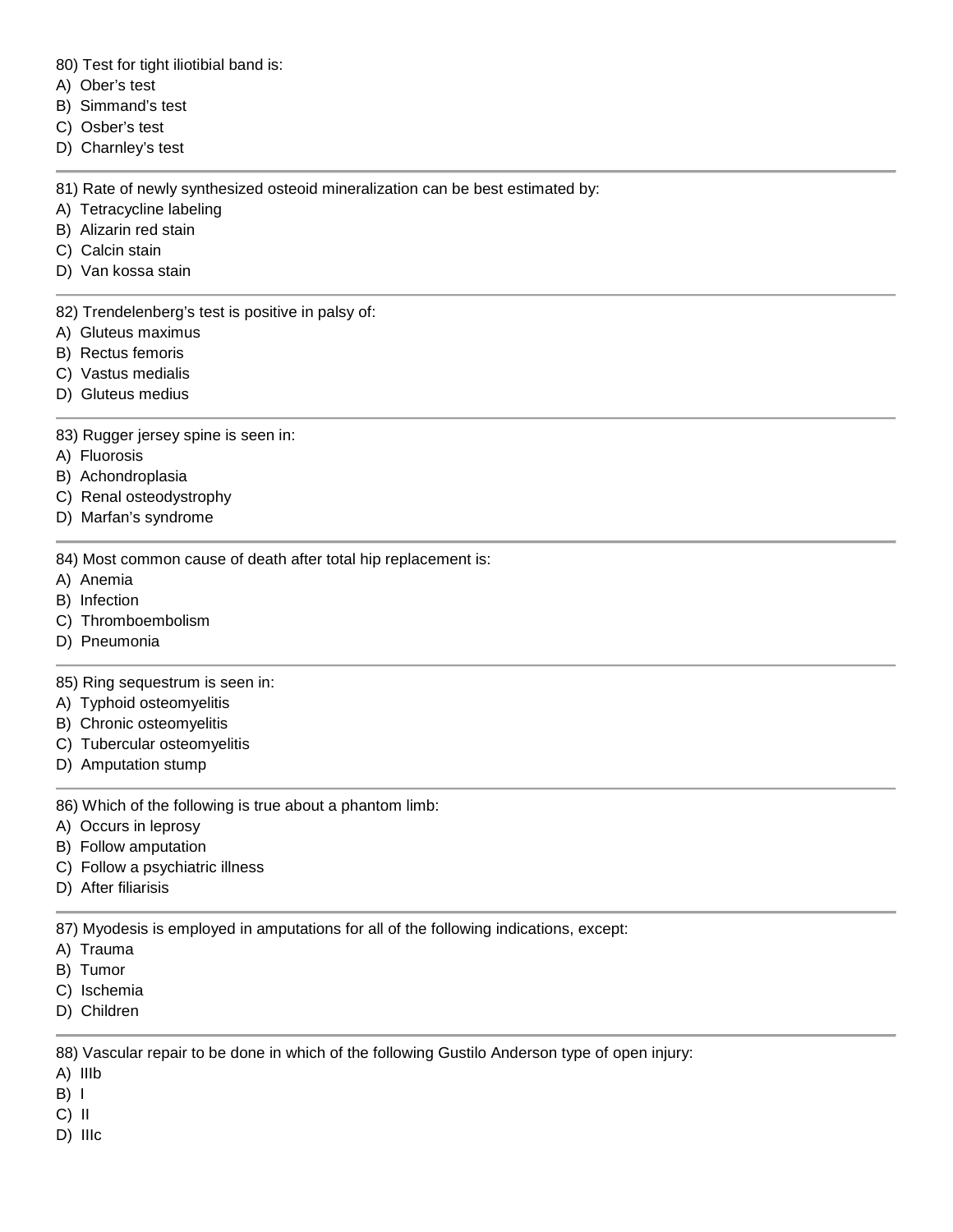80) Test for tight iliotibial band is:
A) Ober’s test
B) Simmand’s test
C) Osber’s test
D) Charnley’s test

---

81) Rate of newly synthesized osteoid mineralization can be best estimated by:
A) Tetracycline labeling
B) Alizarin red stain
C) Calcin stain
D) Van kossa stain

---

82) Trendelenberg’s test is positive in palsy of:
A) Gluteus maximus
B) Rectus femoris
C) Vastus medialis
D) Gluteus medius

---

83) Rugger jersey spine is seen in:
A) Fluorosis
B) Achondroplasia
C) Renal osteodystrophy
D) Marfan’s syndrome

---

84) Most common cause of death after total hip replacement is:
A) Anemia
B) Infection
C) Thromboembolism
D) Pneumonia

---

85) Ring sequestrum is seen in:
A) Typhoid osteomyelitis
B) Chronic osteomyelitis
C) Tubercular osteomyelitis
D) Amputation stump

---

86) Which of the following is true about a phantom limb:
A) Occurs in leprosy
B) Follow amputation
C) Follow a psychiatric illness
D) After filiarisis

---

87) Myodesis is employed in amputations for all of the following indications, except:
A) Trauma
B) Tumor
C) Ischemia
D) Children

---

88) Vascular repair to be done in which of the following Gustilo Anderson type of open injury:
A) IIIb
B) I
C) II
D) IIIc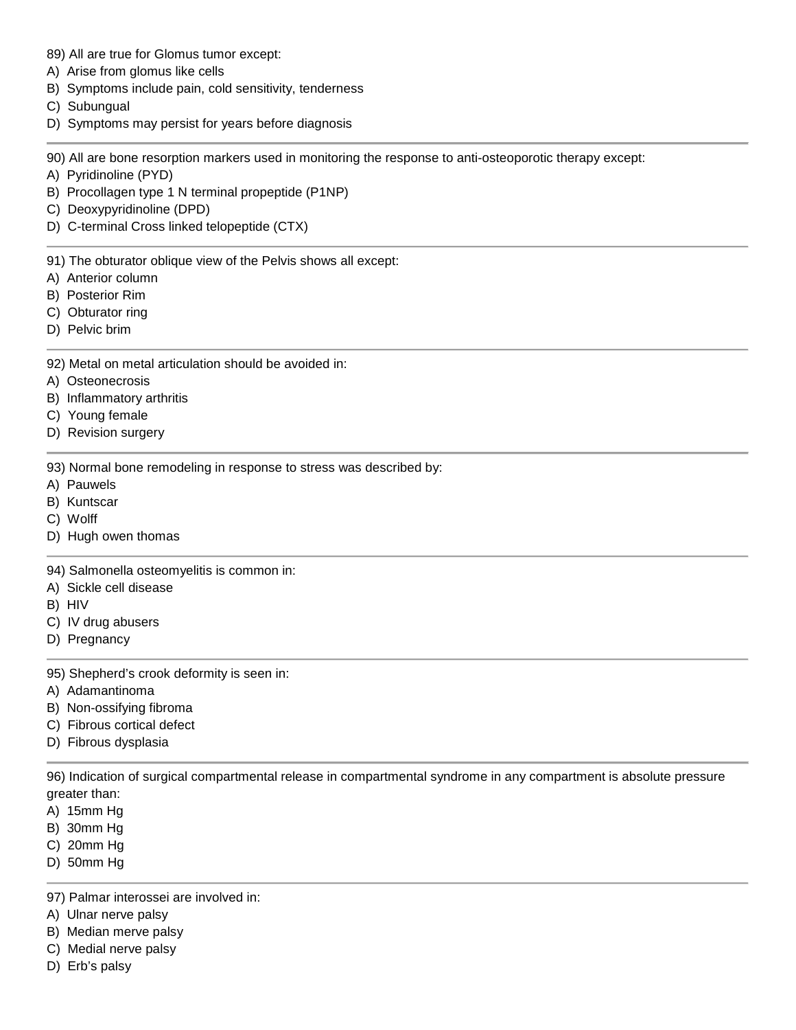89) All are true for Glomus tumor except:
A) Arise from glomus like cells
B) Symptoms include pain, cold sensitivity, tenderness
C) Subungual
D) Symptoms may persist for years before diagnosis

---

90) All are bone resorption markers used in monitoring the response to anti-osteoporotic therapy except:
A) Pyridinoline (PYD)
B) Procollagen type 1 N terminal propeptide (P1NP)
C) Deoxypyridinoline (DPD)
D) C-terminal Cross linked telopeptide (CTX)

---

91) The obturator oblique view of the Pelvis shows all except:
A) Anterior column
B) Posterior Rim
C) Obturator ring
D) Pelvic brim

---

92) Metal on metal articulation should be avoided in:
A) Osteonecrosis
B) Inflammatory arthritis
C) Young female
D) Revision surgery

---

93) Normal bone remodeling in response to stress was described by:
A) Pauwels
B) Kuntscar
C) Wolff
D) Hugh owen thomas

---

94) Salmonella osteomyelitis is common in:
A) Sickle cell disease
B) HIV
C) IV drug abusers
D) Pregnancy

---

95) Shepherd's crook deformity is seen in:
A) Adamantinoma
B) Non-ossifying fibroma
C) Fibrous cortical defect
D) Fibrous dysplasia

---

96) Indication of surgical compartmental release in compartmental syndrome in any compartment is absolute pressure greater than:
A) 15mm Hg
B) 30mm Hg
C) 20mm Hg
D) 50mm Hg

---

97) Palmar interossei are involved in:
A) Ulnar nerve palsy
B) Median merve palsy
C) Medial nerve palsy
D) Erb's palsy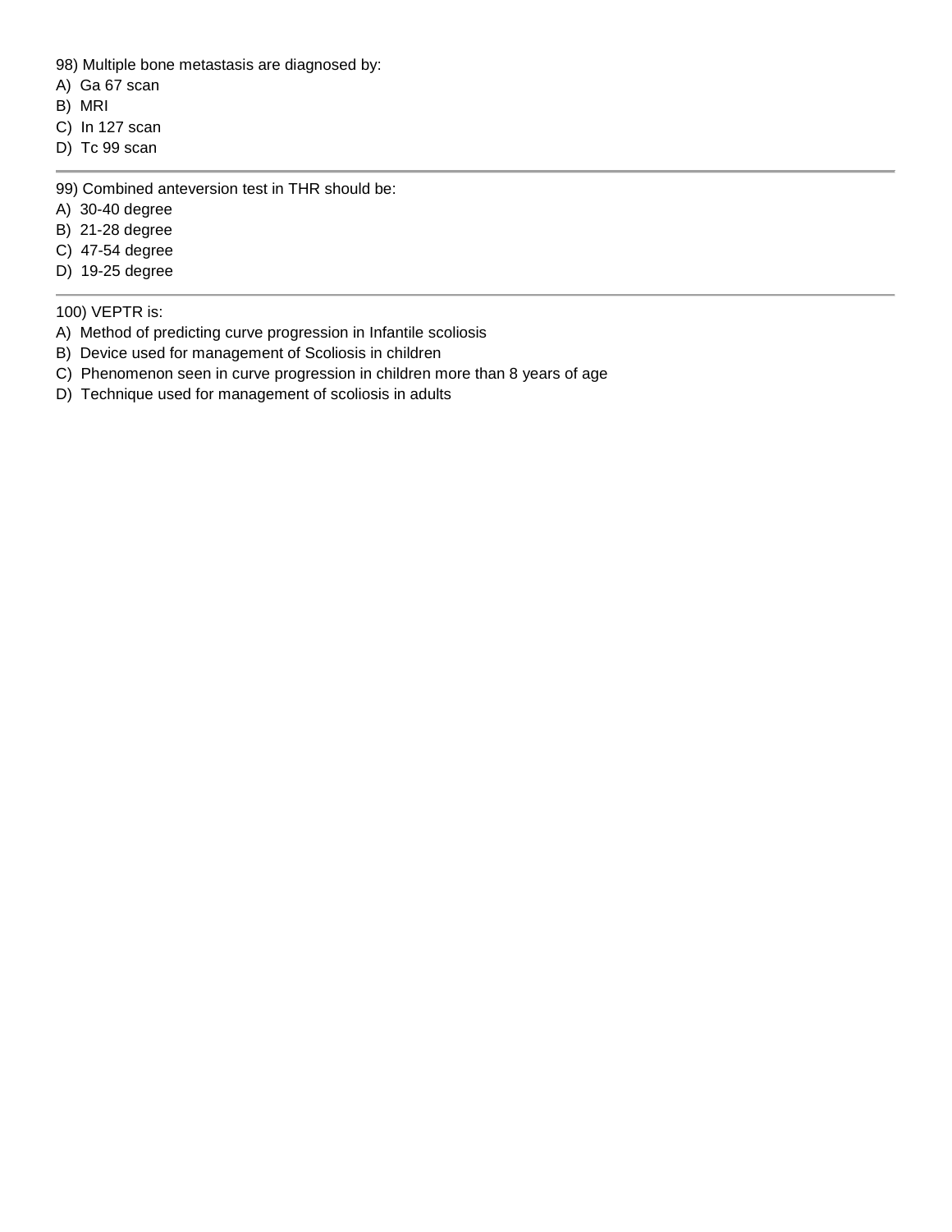98) Multiple bone metastasis are diagnosed by:

A) Ga 67 scan

B) MRI

C) In 127 scan

D) Tc 99 scan

---

99) Combined anteversion test in THR should be:

A) 30-40 degree

B) 21-28 degree

C) 47-54 degree

D) 19-25 degree

---

100) VEPTR is:

A) Method of predicting curve progression in Infantile scoliosis

B) Device used for management of Scoliosis in children

C) Phenomenon seen in curve progression in children more than 8 years of age

D) Technique used for management of scoliosis in adults